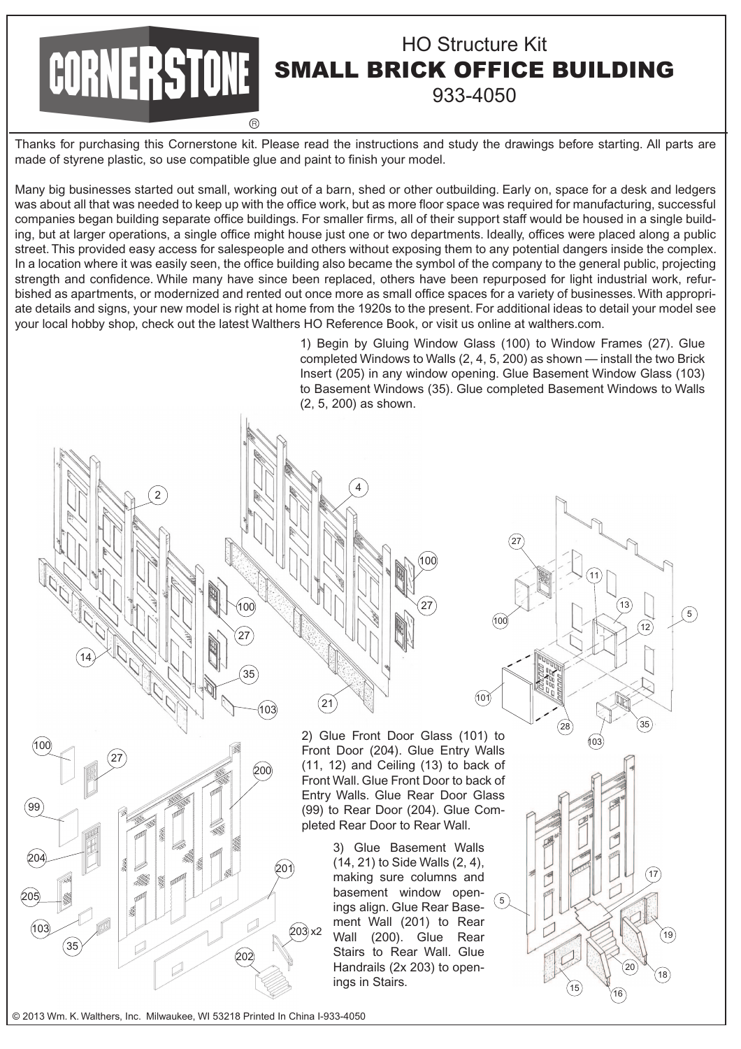CORNERSTONE®

# HO Structure Kit
# SMALL BRICK OFFICE BUILDING
## 933-4050

Thanks for purchasing this Cornerstone kit. Please read the instructions and study the drawings before starting. All parts are made of styrene plastic, so use compatible glue and paint to finish your model.

Many big businesses started out small, working out of a barn, shed or other outbuilding. Early on, space for a desk and ledgers was about all that was needed to keep up with the office work, but as more floor space was required for manufacturing, successful companies began building separate office buildings. For smaller firms, all of their support staff would be housed in a single building, but at larger operations, a single office might house just one or two departments. Ideally, offices were placed along a public street. This provided easy access for salespeople and others without exposing them to any potential dangers inside the complex. In a location where it was easily seen, the office building also became the symbol of the company to the general public, projecting strength and confidence. While many have since been replaced, others have been repurposed for light industrial work, refurbished as apartments, or modernized and rented out once more as small office spaces for a variety of businesses. With appropriate details and signs, your new model is right at home from the 1920s to the present. For additional ideas to detail your model see your local hobby shop, check out the latest Walthers HO Reference Book, or visit us online at walthers.com.

1) Begin by Gluing Window Glass (100) to Window Frames (27). Glue completed Windows to Walls (2, 4, 5, 200) as shown — install the two Brick Insert (205) in any window opening. Glue Basement Window Glass (103) to Basement Windows (35). Glue completed Basement Windows to Walls (2, 5, 200) as shown.

2) Glue Front Door Glass (101) to Front Door (204). Glue Entry Walls (11, 12) and Ceiling (13) to back of Front Wall. Glue Front Door to back of Entry Walls. Glue Rear Door Glass (99) to Rear Door (204). Glue Completed Rear Door to Rear Wall.

3) Glue Basement Walls (14, 21) to Side Walls (2, 4), making sure columns and basement window openings align. Glue Rear Basement Wall (201) to Rear Wall (200). Glue Rear Stairs to Rear Wall. Glue Handrails (2x 203) to openings in Stairs.

© 2013 Wm. K. Walthers, Inc. Milwaukee, WI 53218 Printed In China I-933-4050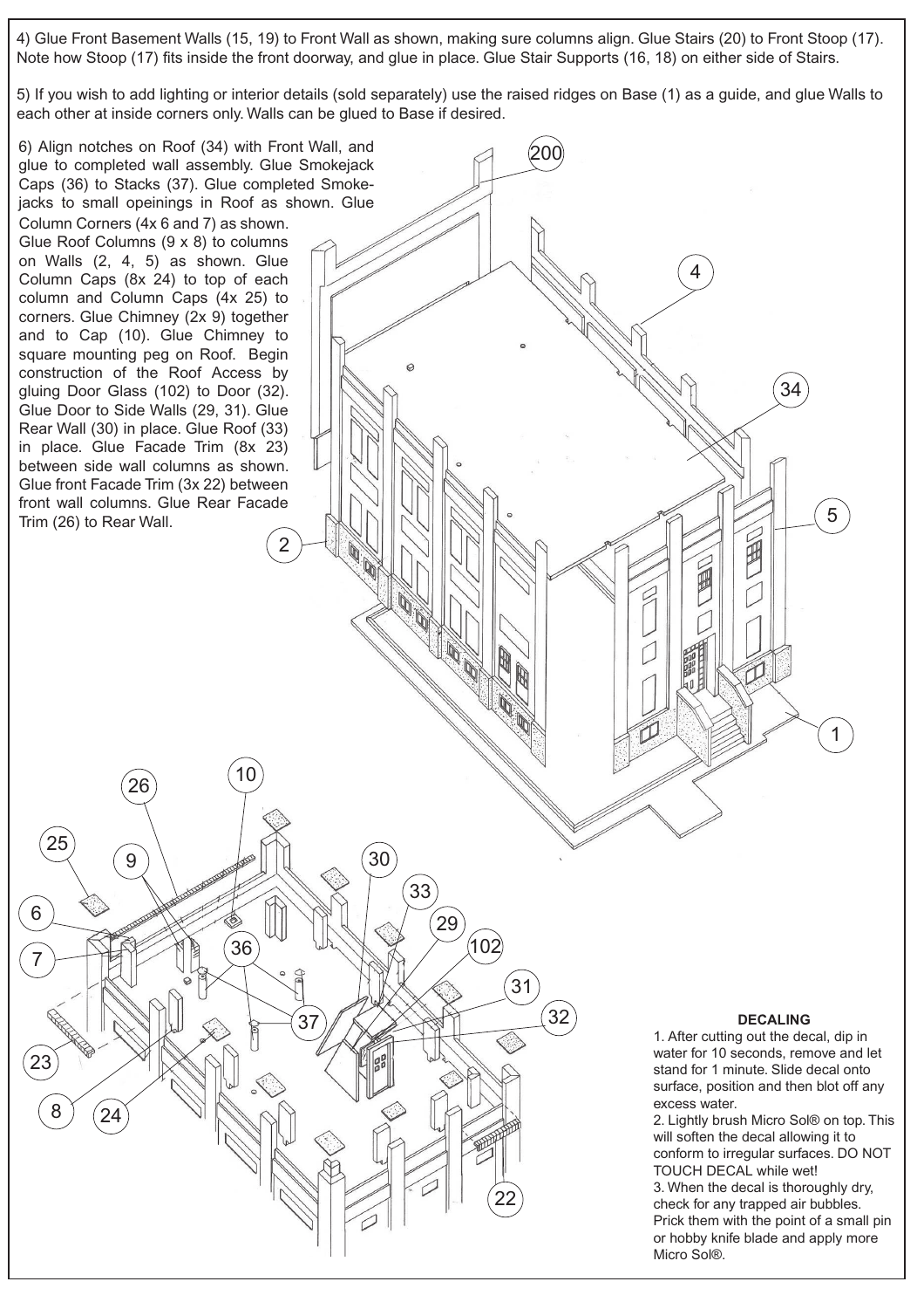4) Glue Front Basement Walls (15, 19) to Front Wall as shown, making sure columns align. Glue Stairs (20) to Front Stoop (17). Note how Stoop (17) fits inside the front doorway, and glue in place. Glue Stair Supports (16, 18) on either side of Stairs.

5) If you wish to add lighting or interior details (sold separately) use the raised ridges on Base (1) as a guide, and glue Walls to each other at inside corners only. Walls can be glued to Base if desired.

6) Align notches on Roof (34) with Front Wall, and glue to completed wall assembly. Glue Smokejack Caps (36) to Stacks (37). Glue completed Smokejacks to small opeinings in Roof as shown. Glue Column Corners (4x 6 and 7) as shown. Glue Roof Columns (9 x 8) to columns on Walls (2, 4, 5) as shown. Glue Column Caps (8x 24) to top of each column and Column Caps (4x 25) to corners. Glue Chimney (2x 9) together and to Cap (10). Glue Chimney to square mounting peg on Roof. Begin construction of the Roof Access by gluing Door Glass (102) to Door (32). Glue Door to Side Walls (29, 31). Glue Rear Wall (30) in place. Glue Roof (33) in place. Glue Facade Trim (8x 23) between side wall columns as shown. Glue front Facade Trim (3x 22) between front wall columns. Glue Rear Facade Trim (26) to Rear Wall.

200
4
34
5
2
1
26
10
25
9
30
33
6
29
102
7
36
31
37
32
23
8
24
22

**DECALING**

1. After cutting out the decal, dip in water for 10 seconds, remove and let stand for 1 minute. Slide decal onto surface, position and then blot off any excess water.
2. Lightly brush Micro Sol® on top. This will soften the decal allowing it to conform to irregular surfaces. DO NOT TOUCH DECAL while wet!
3. When the decal is thoroughly dry, check for any trapped air bubbles. Prick them with the point of a small pin or hobby knife blade and apply more Micro Sol®.